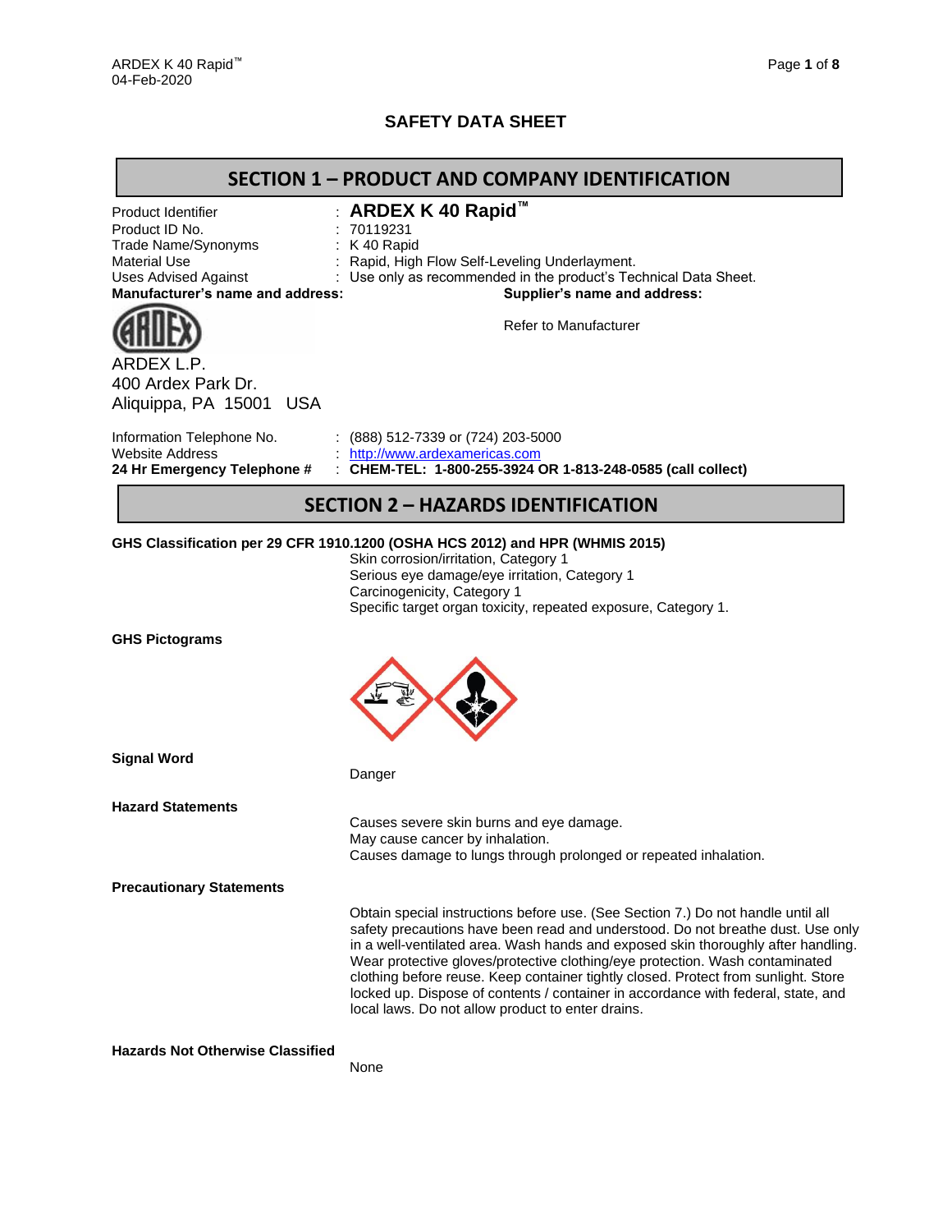# SAFETY DATA SHEET

## SECTION 1 – PRODUCT AND COMPANY IDENTIFICATION

| | |
|---|---|
| Product Identifier | : **ARDEX K 40 Rapid™** |
| Product ID No. | : 70119231 |
| Trade Name/Synonyms | : K 40 Rapid |
| Material Use | : Rapid, High Flow Self-Leveling Underlayment. |
| Uses Advised Against | : Use only as recommended in the product's Technical Data Sheet. |

**Manufacturer's name and address:**

ARDEX L.P.
400 Ardex Park Dr.
Aliquippa, PA 15001 USA

**Supplier's name and address:**

Refer to Manufacturer

| | |
|---|---|
| Information Telephone No. | : (888) 512-7339 or (724) 203-5000 |
| Website Address | : http://www.ardexamericas.com |
| **24 Hr Emergency Telephone #** | : **CHEM-TEL: 1-800-255-3924 OR 1-813-248-0585 (call collect)** |

## SECTION 2 – HAZARDS IDENTIFICATION

**GHS Classification per 29 CFR 1910.1200 (OSHA HCS 2012) and HPR (WHMIS 2015)**

Skin corrosion/irritation, Category 1
Serious eye damage/eye irritation, Category 1
Carcinogenicity, Category 1
Specific target organ toxicity, repeated exposure, Category 1.

**GHS Pictograms**

**Signal Word**

Danger

**Hazard Statements**

Causes severe skin burns and eye damage.
May cause cancer by inhalation.
Causes damage to lungs through prolonged or repeated inhalation.

**Precautionary Statements**

Obtain special instructions before use. (See Section 7.) Do not handle until all safety precautions have been read and understood. Do not breathe dust. Use only in a well-ventilated area. Wash hands and exposed skin thoroughly after handling. Wear protective gloves/protective clothing/eye protection. Wash contaminated clothing before reuse. Keep container tightly closed. Protect from sunlight. Store locked up. Dispose of contents / container in accordance with federal, state, and local laws. Do not allow product to enter drains.

**Hazards Not Otherwise Classified**

None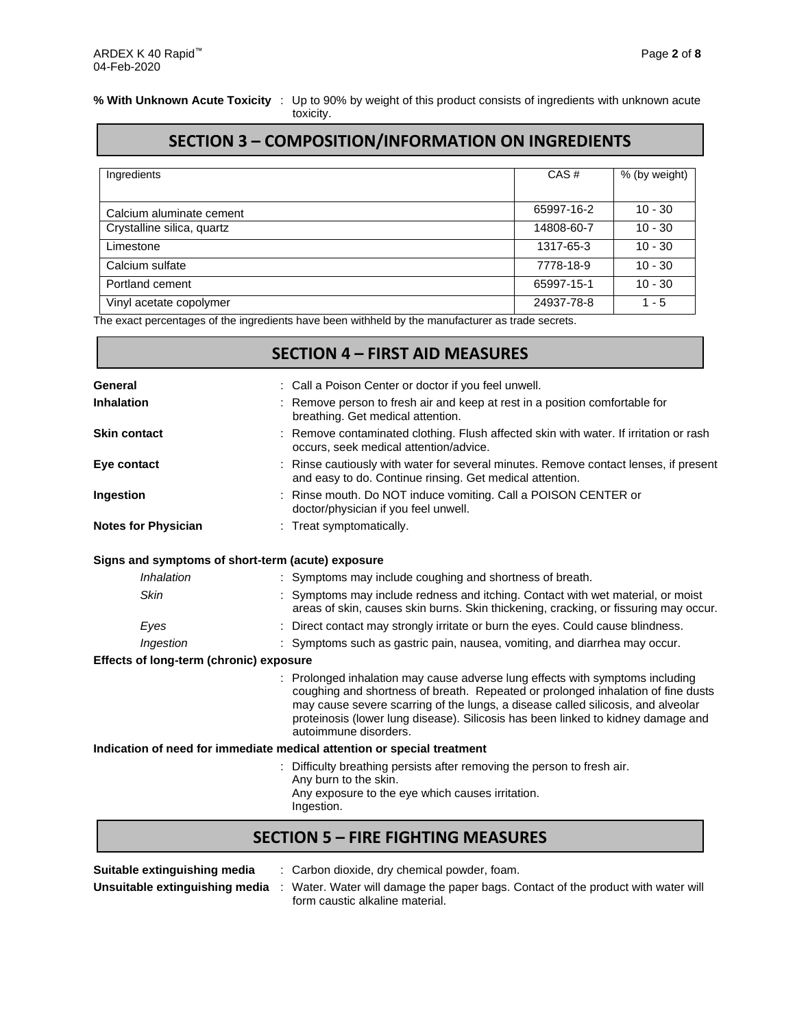**% With Unknown Acute Toxicity** : Up to 90% by weight of this product consists of ingredients with unknown acute toxicity.

## SECTION 3 – COMPOSITION/INFORMATION ON INGREDIENTS

| Ingredients | CAS # | % (by weight) |
|---|---|---|
| Calcium aluminate cement | 65997-16-2 | 10 - 30 |
| Crystalline silica, quartz | 14808-60-7 | 10 - 30 |
| Limestone | 1317-65-3 | 10 - 30 |
| Calcium sulfate | 7778-18-9 | 10 - 30 |
| Portland cement | 65997-15-1 | 10 - 30 |
| Vinyl acetate copolymer | 24937-78-8 | 1 - 5 |

The exact percentages of the ingredients have been withheld by the manufacturer as trade secrets.

## SECTION 4 – FIRST AID MEASURES

**General** : Call a Poison Center or doctor if you feel unwell.

**Inhalation** : Remove person to fresh air and keep at rest in a position comfortable for breathing. Get medical attention.

**Skin contact** : Remove contaminated clothing. Flush affected skin with water. If irritation or rash occurs, seek medical attention/advice.

**Eye contact** : Rinse cautiously with water for several minutes. Remove contact lenses, if present and easy to do. Continue rinsing. Get medical attention.

**Ingestion** : Rinse mouth. Do NOT induce vomiting. Call a POISON CENTER or doctor/physician if you feel unwell.

**Notes for Physician** : Treat symptomatically.

**Signs and symptoms of short-term (acute) exposure**

*Inhalation* : Symptoms may include coughing and shortness of breath.

*Skin* : Symptoms may include redness and itching. Contact with wet material, or moist areas of skin, causes skin burns. Skin thickening, cracking, or fissuring may occur.

*Eyes* : Direct contact may strongly irritate or burn the eyes. Could cause blindness.

*Ingestion* : Symptoms such as gastric pain, nausea, vomiting, and diarrhea may occur.

**Effects of long-term (chronic) exposure**

: Prolonged inhalation may cause adverse lung effects with symptoms including coughing and shortness of breath. Repeated or prolonged inhalation of fine dusts may cause severe scarring of the lungs, a disease called silicosis, and alveolar proteinosis (lower lung disease). Silicosis has been linked to kidney damage and autoimmune disorders.

**Indication of need for immediate medical attention or special treatment**

: Difficulty breathing persists after removing the person to fresh air.
Any burn to the skin.
Any exposure to the eye which causes irritation.
Ingestion.

## SECTION 5 – FIRE FIGHTING MEASURES

**Suitable extinguishing media** : Carbon dioxide, dry chemical powder, foam.

**Unsuitable extinguishing media** : Water. Water will damage the paper bags. Contact of the product with water will form caustic alkaline material.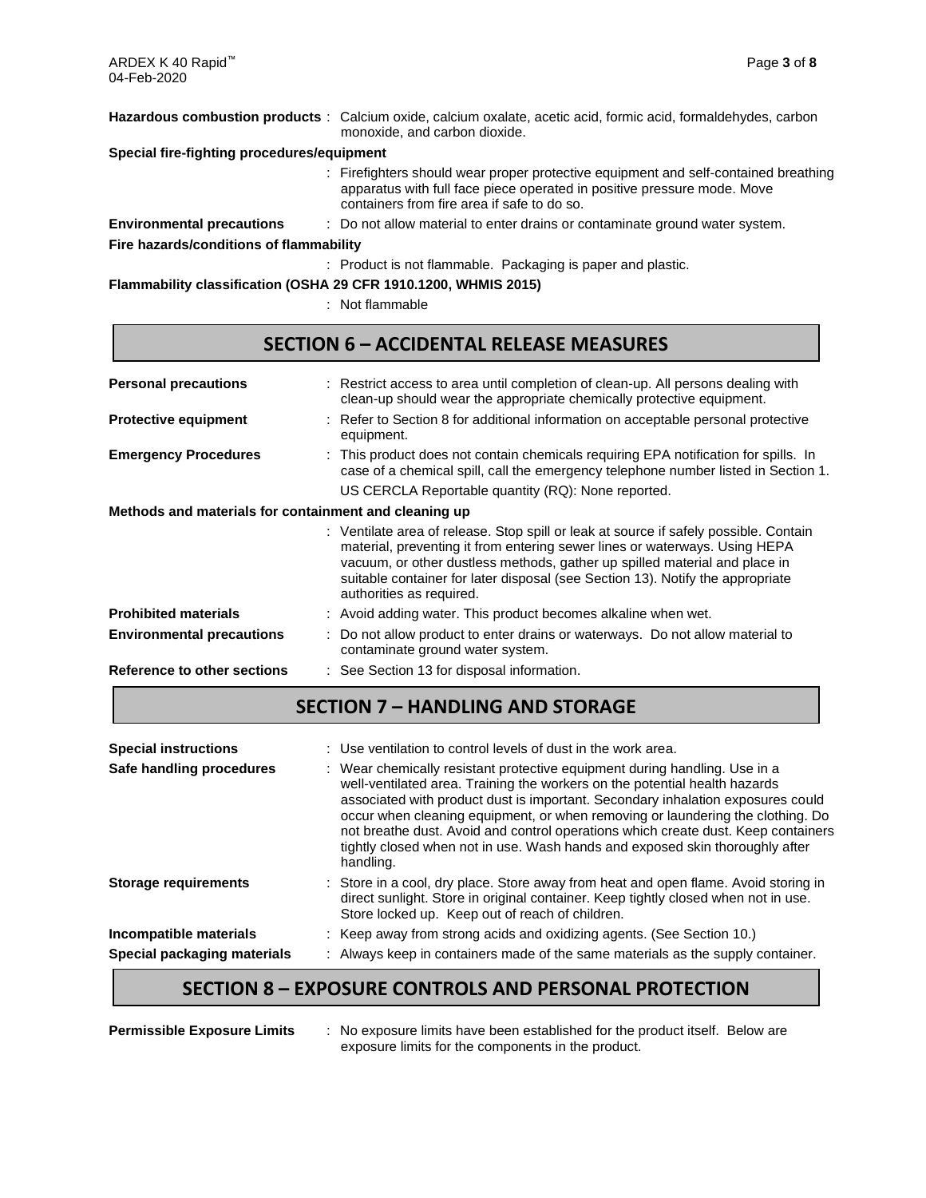**Hazardous combustion products** : Calcium oxide, calcium oxalate, acetic acid, formic acid, formaldehydes, carbon monoxide, and carbon dioxide.

**Special fire-fighting procedures/equipment**

: Firefighters should wear proper protective equipment and self-contained breathing apparatus with full face piece operated in positive pressure mode. Move containers from fire area if safe to do so.

**Environmental precautions** : Do not allow material to enter drains or contaminate ground water system.

**Fire hazards/conditions of flammability**

: Product is not flammable. Packaging is paper and plastic.

**Flammability classification (OSHA 29 CFR 1910.1200, WHMIS 2015)**

: Not flammable

## SECTION 6 – ACCIDENTAL RELEASE MEASURES

**Personal precautions** : Restrict access to area until completion of clean-up. All persons dealing with clean-up should wear the appropriate chemically protective equipment.

**Protective equipment** : Refer to Section 8 for additional information on acceptable personal protective equipment.

**Emergency Procedures** : This product does not contain chemicals requiring EPA notification for spills. In case of a chemical spill, call the emergency telephone number listed in Section 1.

US CERCLA Reportable quantity (RQ): None reported.

**Methods and materials for containment and cleaning up**

: Ventilate area of release. Stop spill or leak at source if safely possible. Contain material, preventing it from entering sewer lines or waterways. Using HEPA vacuum, or other dustless methods, gather up spilled material and place in suitable container for later disposal (see Section 13). Notify the appropriate authorities as required.

**Prohibited materials** : Avoid adding water. This product becomes alkaline when wet.

**Environmental precautions** : Do not allow product to enter drains or waterways. Do not allow material to contaminate ground water system.

**Reference to other sections** : See Section 13 for disposal information.

## SECTION 7 – HANDLING AND STORAGE

**Special instructions** : Use ventilation to control levels of dust in the work area.

**Safe handling procedures** : Wear chemically resistant protective equipment during handling. Use in a well-ventilated area. Training the workers on the potential health hazards associated with product dust is important. Secondary inhalation exposures could occur when cleaning equipment, or when removing or laundering the clothing. Do not breathe dust. Avoid and control operations which create dust. Keep containers tightly closed when not in use. Wash hands and exposed skin thoroughly after handling.

**Storage requirements** : Store in a cool, dry place. Store away from heat and open flame. Avoid storing in direct sunlight. Store in original container. Keep tightly closed when not in use. Store locked up. Keep out of reach of children.

**Incompatible materials** : Keep away from strong acids and oxidizing agents. (See Section 10.)

**Special packaging materials** : Always keep in containers made of the same materials as the supply container.

## SECTION 8 – EXPOSURE CONTROLS AND PERSONAL PROTECTION

**Permissible Exposure Limits** : No exposure limits have been established for the product itself. Below are exposure limits for the components in the product.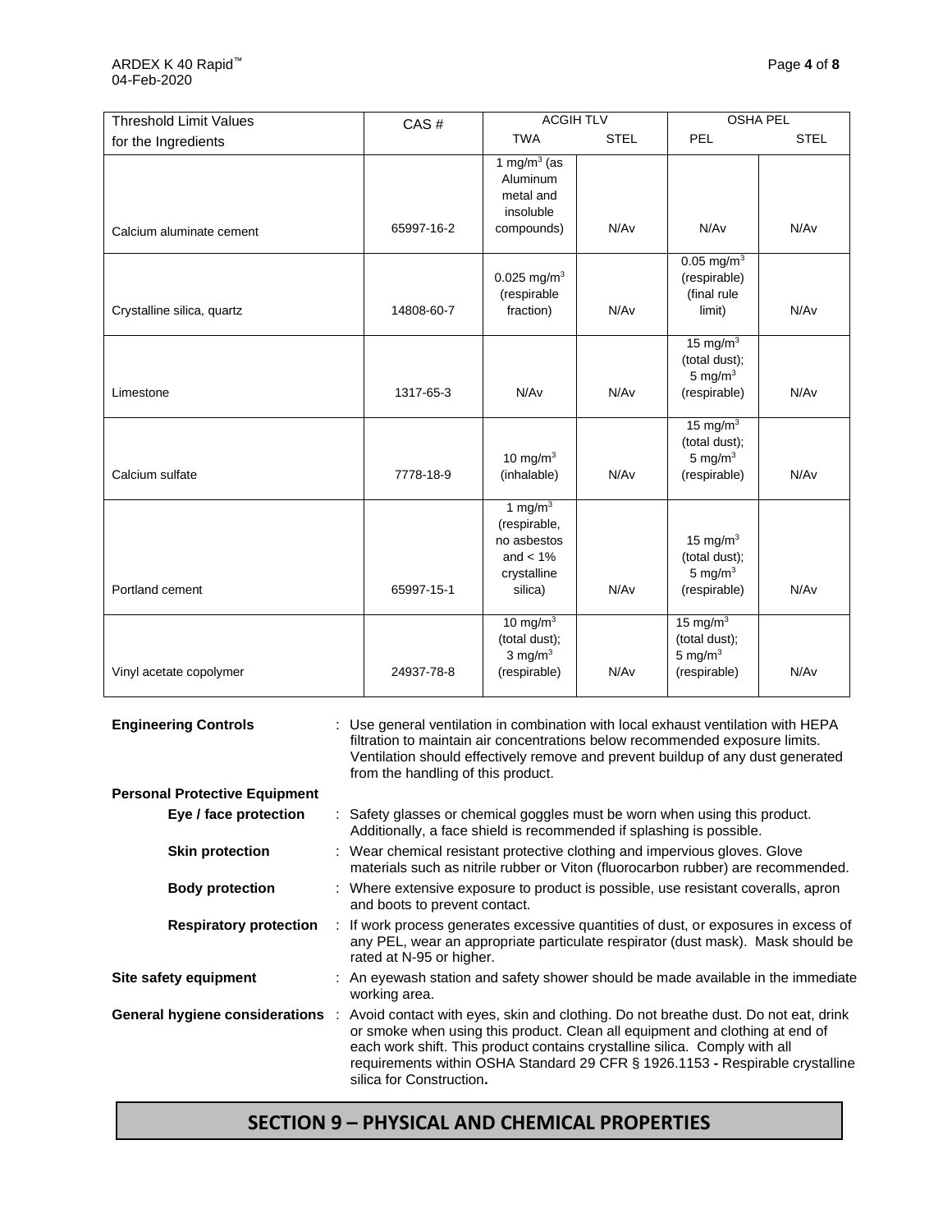| Threshold Limit Values for the Ingredients | CAS # | ACGIH TLV | | OSHA PEL | |
|---|---|---|---|---|---|
| | | TWA | STEL | PEL | STEL |
| Calcium aluminate cement | 65997-16-2 | 1 $mg/m^3$ (as Aluminum metal and insoluble compounds) | N/Av | N/Av | N/Av |
| Crystalline silica, quartz | 14808-60-7 | 0.025 $mg/m^3$ (respirable fraction) | N/Av | 0.05 $mg/m^3$ (respirable) (final rule limit) | N/Av |
| Limestone | 1317-65-3 | N/Av | N/Av | 15 $mg/m^3$ (total dust); 5 $mg/m^3$ (respirable) | N/Av |
| Calcium sulfate | 7778-18-9 | 10 $mg/m^3$ (inhalable) | N/Av | 15 $mg/m^3$ (total dust); 5 $mg/m^3$ (respirable) | N/Av |
| Portland cement | 65997-15-1 | 1 $mg/m^3$ (respirable, no asbestos and < 1% crystalline silica) | N/Av | 15 $mg/m^3$ (total dust); 5 $mg/m^3$ (respirable) | N/Av |
| Vinyl acetate copolymer | 24937-78-8 | 10 $mg/m^3$ (total dust); 3 $mg/m^3$ (respirable) | N/Av | 15 $mg/m^3$ (total dust); 5 $mg/m^3$ (respirable) | N/Av |

**Engineering Controls** : Use general ventilation in combination with local exhaust ventilation with HEPA filtration to maintain air concentrations below recommended exposure limits. Ventilation should effectively remove and prevent buildup of any dust generated from the handling of this product.

**Personal Protective Equipment**

**Eye / face protection** : Safety glasses or chemical goggles must be worn when using this product. Additionally, a face shield is recommended if splashing is possible.

**Skin protection** : Wear chemical resistant protective clothing and impervious gloves. Glove materials such as nitrile rubber or Viton (fluorocarbon rubber) are recommended.

**Body protection** : Where extensive exposure to product is possible, use resistant coveralls, apron and boots to prevent contact.

**Respiratory protection** : If work process generates excessive quantities of dust, or exposures in excess of any PEL, wear an appropriate particulate respirator (dust mask). Mask should be rated at N-95 or higher.

**Site safety equipment** : An eyewash station and safety shower should be made available in the immediate working area.

**General hygiene considerations** : Avoid contact with eyes, skin and clothing. Do not breathe dust. Do not eat, drink or smoke when using this product. Clean all equipment and clothing at end of each work shift. This product contains crystalline silica. Comply with all requirements within OSHA Standard 29 CFR § 1926.1153 **-** Respirable crystalline silica for Construction**.**

## SECTION 9 – PHYSICAL AND CHEMICAL PROPERTIES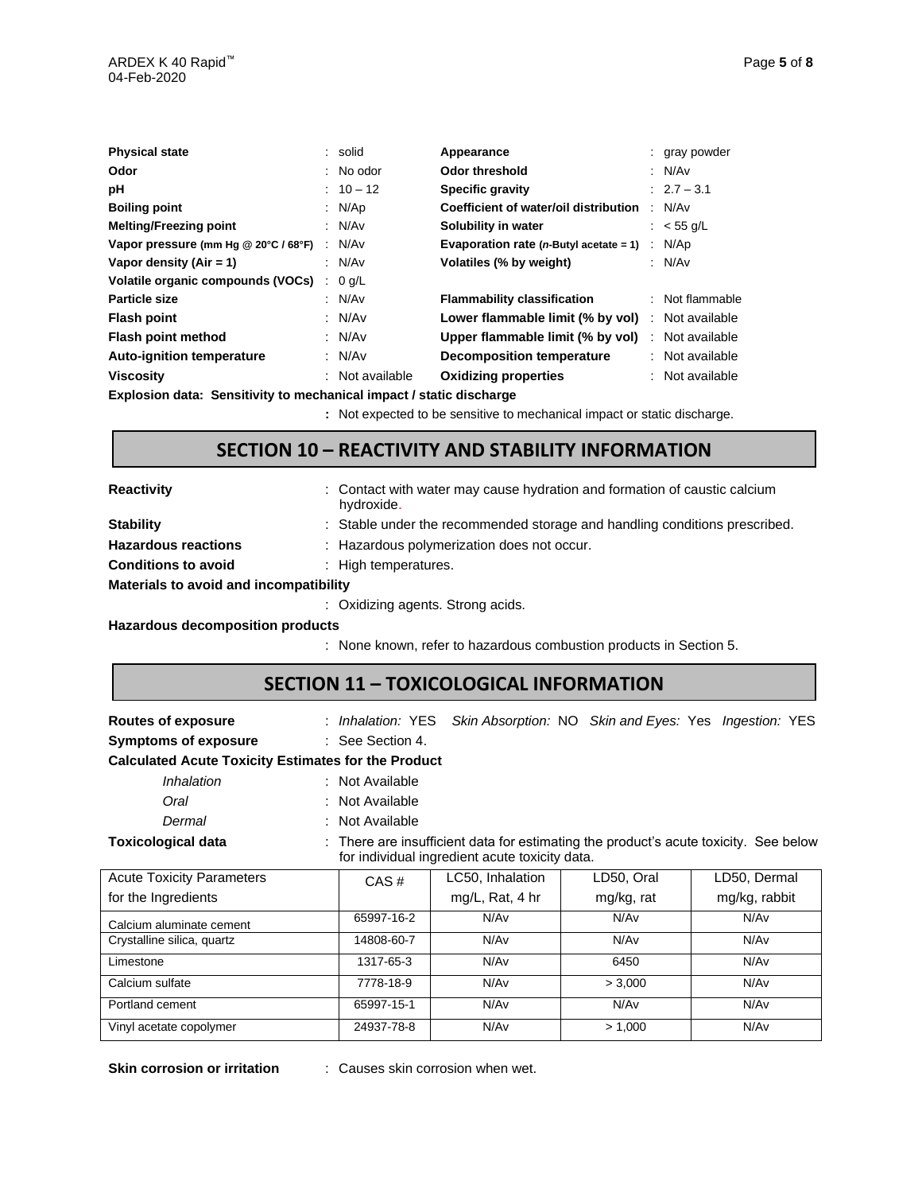| | | | |
|---|---|---|---|
| **Physical state** | : solid | **Appearance** | : gray powder |
| **Odor** | : No odor | **Odor threshold** | : N/Av |
| **pH** | : 10 – 12 | **Specific gravity** | : 2.7 – 3.1 |
| **Boiling point** | : N/Ap | **Coefficient of water/oil distribution** | : N/Av |
| **Melting/Freezing point** | : N/Av | **Solubility in water** | : < 55 g/L |
| **Vapor pressure (mm Hg @ 20°C / 68°F)** | : N/Av | **Evaporation rate (*n*-Butyl acetate = 1)** | : N/Ap |
| **Vapor density (Air = 1)** | : N/Av | **Volatiles (% by weight)** | : N/Av |
| **Volatile organic compounds (VOCs)** | : 0 g/L | | |
| **Particle size** | : N/Av | **Flammability classification** | : Not flammable |
| **Flash point** | : N/Av | **Lower flammable limit (% by vol)** | : Not available |
| **Flash point method** | : N/Av | **Upper flammable limit (% by vol)** | : Not available |
| **Auto-ignition temperature** | : N/Av | **Decomposition temperature** | : Not available |
| **Viscosity** | : Not available | **Oxidizing properties** | : Not available |

**Explosion data: Sensitivity to mechanical impact / static discharge**

: Not expected to be sensitive to mechanical impact or static discharge.

## SECTION 10 – REACTIVITY AND STABILITY INFORMATION

**Reactivity** : Contact with water may cause hydration and formation of caustic calcium hydroxide.

**Stability** : Stable under the recommended storage and handling conditions prescribed.

**Hazardous reactions** : Hazardous polymerization does not occur.

**Conditions to avoid** : High temperatures.

**Materials to avoid and incompatibility**

: Oxidizing agents. Strong acids.

**Hazardous decomposition products**

: None known, refer to hazardous combustion products in Section 5.

## SECTION 11 – TOXICOLOGICAL INFORMATION

**Routes of exposure** : *Inhalation:* YES *Skin Absorption:* NO *Skin and Eyes:* Yes *Ingestion:* YES

**Symptoms of exposure** : See Section 4.

**Calculated Acute Toxicity Estimates for the Product**

*Inhalation* : Not Available

*Oral* : Not Available

*Dermal* : Not Available

**Toxicological data** : There are insufficient data for estimating the product's acute toxicity. See below for individual ingredient acute toxicity data.

| Acute Toxicity Parameters for the Ingredients | CAS # | LC50, Inhalation mg/L, Rat, 4 hr | LD50, Oral mg/kg, rat | LD50, Dermal mg/kg, rabbit |
|---|---|---|---|---|
| Calcium aluminate cement | 65997-16-2 | N/Av | N/Av | N/Av |
| Crystalline silica, quartz | 14808-60-7 | N/Av | N/Av | N/Av |
| Limestone | 1317-65-3 | N/Av | 6450 | N/Av |
| Calcium sulfate | 7778-18-9 | N/Av | > 3,000 | N/Av |
| Portland cement | 65997-15-1 | N/Av | N/Av | N/Av |
| Vinyl acetate copolymer | 24937-78-8 | N/Av | > 1,000 | N/Av |

**Skin corrosion or irritation** : Causes skin corrosion when wet.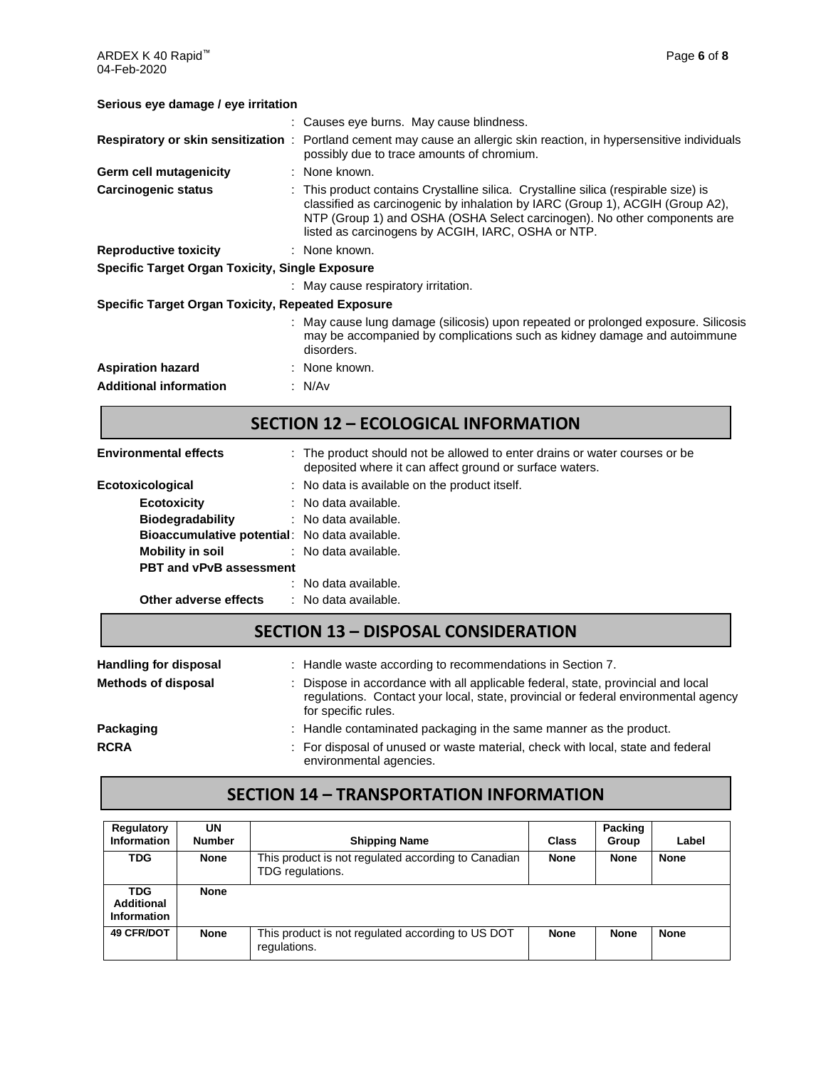**Serious eye damage / eye irritation**

: Causes eye burns. May cause blindness.

**Respiratory or skin sensitization** : Portland cement may cause an allergic skin reaction, in hypersensitive individuals possibly due to trace amounts of chromium.

**Germ cell mutagenicity** : None known.

**Carcinogenic status** : This product contains Crystalline silica. Crystalline silica (respirable size) is classified as carcinogenic by inhalation by IARC (Group 1), ACGIH (Group A2), NTP (Group 1) and OSHA (OSHA Select carcinogen). No other components are listed as carcinogens by ACGIH, IARC, OSHA or NTP.

**Reproductive toxicity** : None known.

**Specific Target Organ Toxicity, Single Exposure**

: May cause respiratory irritation.

**Specific Target Organ Toxicity, Repeated Exposure**

: May cause lung damage (silicosis) upon repeated or prolonged exposure. Silicosis may be accompanied by complications such as kidney damage and autoimmune disorders.

**Aspiration hazard** : None known.

**Additional information** : N/Av

## SECTION 12 – ECOLOGICAL INFORMATION

**Environmental effects** : The product should not be allowed to enter drains or water courses or be deposited where it can affect ground or surface waters.

**Ecotoxicological** : No data is available on the product itself.

- **Ecotoxicity** : No data available.
- **Biodegradability** : No data available.
- **Bioaccumulative potential**: No data available.
- **Mobility in soil** : No data available.
- **PBT and vPvB assessment**
  : No data available.
- **Other adverse effects** : No data available.

## SECTION 13 – DISPOSAL CONSIDERATION

**Handling for disposal** : Handle waste according to recommendations in Section 7.

**Methods of disposal** : Dispose in accordance with all applicable federal, state, provincial and local regulations. Contact your local, state, provincial or federal environmental agency for specific rules.

**Packaging** : Handle contaminated packaging in the same manner as the product.

**RCRA** : For disposal of unused or waste material, check with local, state and federal environmental agencies.

## SECTION 14 – TRANSPORTATION INFORMATION

| Regulatory Information | UN Number | Shipping Name | Class | Packing Group | Label |
|---|---|---|---|---|---|
| **TDG** | **None** | This product is not regulated according to Canadian TDG regulations. | **None** | **None** | **None** |
| **TDG Additional Information** | **None** | | | | |
| **49 CFR/DOT** | **None** | This product is not regulated according to US DOT regulations. | **None** | **None** | **None** |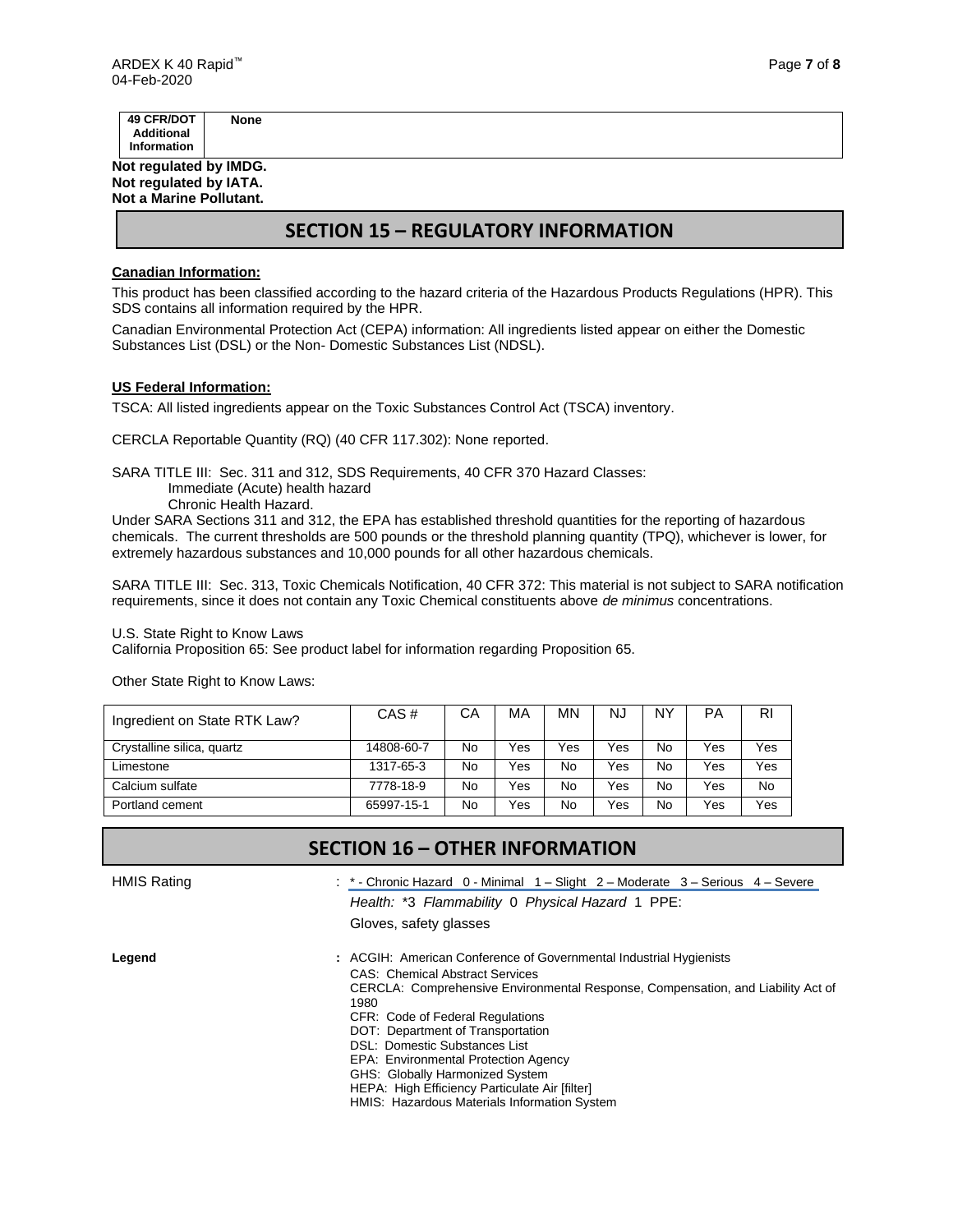| 49 CFR/DOT Additional Information | None |
|---|---|

**Not regulated by IMDG.**
**Not regulated by IATA.**
**Not a Marine Pollutant.**

## SECTION 15 – REGULATORY INFORMATION

**Canadian Information:**

This product has been classified according to the hazard criteria of the Hazardous Products Regulations (HPR). This SDS contains all information required by the HPR.

Canadian Environmental Protection Act (CEPA) information: All ingredients listed appear on either the Domestic Substances List (DSL) or the Non- Domestic Substances List (NDSL).

**US Federal Information:**

TSCA: All listed ingredients appear on the Toxic Substances Control Act (TSCA) inventory.

CERCLA Reportable Quantity (RQ) (40 CFR 117.302): None reported.

SARA TITLE III: Sec. 311 and 312, SDS Requirements, 40 CFR 370 Hazard Classes:
Immediate (Acute) health hazard
Chronic Health Hazard.

Under SARA Sections 311 and 312, the EPA has established threshold quantities for the reporting of hazardous chemicals. The current thresholds are 500 pounds or the threshold planning quantity (TPQ), whichever is lower, for extremely hazardous substances and 10,000 pounds for all other hazardous chemicals.

SARA TITLE III: Sec. 313, Toxic Chemicals Notification, 40 CFR 372: This material is not subject to SARA notification requirements, since it does not contain any Toxic Chemical constituents above *de minimus* concentrations.

U.S. State Right to Know Laws
California Proposition 65: See product label for information regarding Proposition 65.

Other State Right to Know Laws:

| Ingredient on State RTK Law? | CAS # | CA | MA | MN | NJ | NY | PA | RI |
|---|---|---|---|---|---|---|---|---|
| Crystalline silica, quartz | 14808-60-7 | No | Yes | Yes | Yes | No | Yes | Yes |
| Limestone | 1317-65-3 | No | Yes | No | Yes | No | Yes | Yes |
| Calcium sulfate | 7778-18-9 | No | Yes | No | Yes | No | Yes | No |
| Portland cement | 65997-15-1 | No | Yes | No | Yes | No | Yes | Yes |

## SECTION 16 – OTHER INFORMATION

HMIS Rating : * - Chronic Hazard 0 - Minimal 1 – Slight 2 – Moderate 3 – Serious 4 – Severe

*Health:* *3 *Flammability* 0 *Physical Hazard* 1 PPE:

Gloves, safety glasses

**Legend** : ACGIH: American Conference of Governmental Industrial Hygienists
CAS: Chemical Abstract Services
CERCLA: Comprehensive Environmental Response, Compensation, and Liability Act of 1980
CFR: Code of Federal Regulations
DOT: Department of Transportation
DSL: Domestic Substances List
EPA: Environmental Protection Agency
GHS: Globally Harmonized System
HEPA: High Efficiency Particulate Air [filter]
HMIS: Hazardous Materials Information System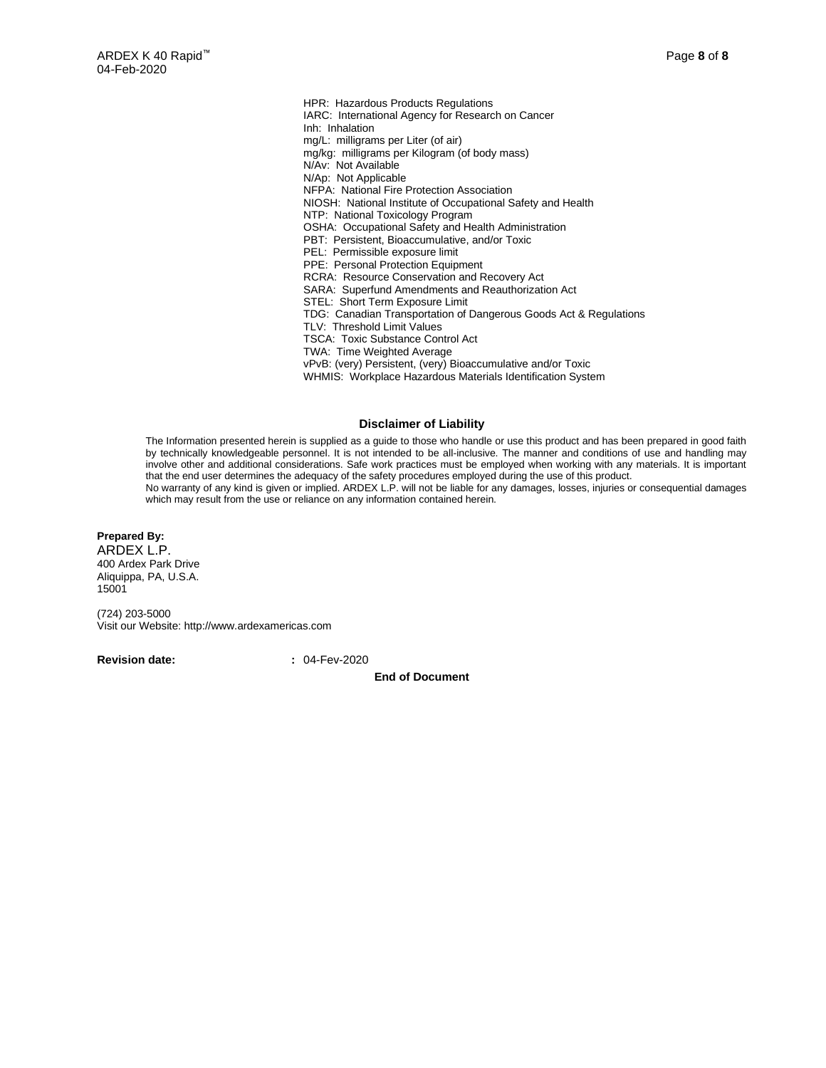HPR: Hazardous Products Regulations
IARC: International Agency for Research on Cancer
Inh: Inhalation
mg/L: milligrams per Liter (of air)
mg/kg: milligrams per Kilogram (of body mass)
N/Av: Not Available
N/Ap: Not Applicable
NFPA: National Fire Protection Association
NIOSH: National Institute of Occupational Safety and Health
NTP: National Toxicology Program
OSHA: Occupational Safety and Health Administration
PBT: Persistent, Bioaccumulative, and/or Toxic
PEL: Permissible exposure limit
PPE: Personal Protection Equipment
RCRA: Resource Conservation and Recovery Act
SARA: Superfund Amendments and Reauthorization Act
STEL: Short Term Exposure Limit
TDG: Canadian Transportation of Dangerous Goods Act & Regulations
TLV: Threshold Limit Values
TSCA: Toxic Substance Control Act
TWA: Time Weighted Average
vPvB: (very) Persistent, (very) Bioaccumulative and/or Toxic
WHMIS: Workplace Hazardous Materials Identification System

## Disclaimer of Liability

The Information presented herein is supplied as a guide to those who handle or use this product and has been prepared in good faith by technically knowledgeable personnel. It is not intended to be all-inclusive. The manner and conditions of use and handling may involve other and additional considerations. Safe work practices must be employed when working with any materials. It is important that the end user determines the adequacy of the safety procedures employed during the use of this product.
No warranty of any kind is given or implied. ARDEX L.P. will not be liable for any damages, losses, injuries or consequential damages which may result from the use or reliance on any information contained herein.

**Prepared By:**
ARDEX L.P.
400 Ardex Park Drive
Aliquippa, PA, U.S.A.
15001

(724) 203-5000
Visit our Website: http://www.ardexamericas.com

**Revision date:** **:** 04-Fev-2020

**End of Document**